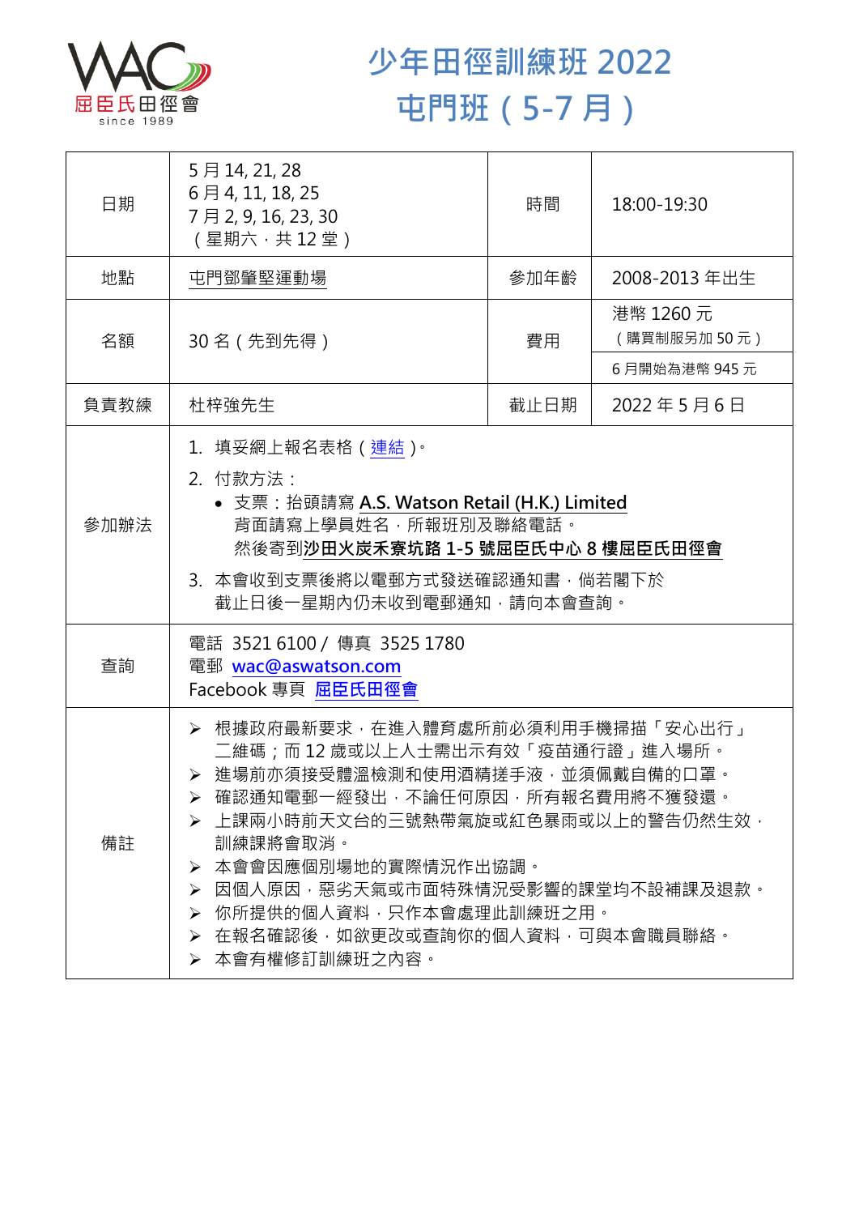屈臣氏田徑會
since 1989

# 少年田徑訓練班 2022
# 屯門班（5-7 月）

| 日期 | 5 月 14, 21, 28<br>6 月 4, 11, 18, 25<br>7 月 2, 9, 16, 23, 30<br>（星期六，共 12 堂） | 時間 | 18:00-19:30 |
|---|---|---|---|
| 地點 | 屯門鄧肇堅運動場 | 參加年齡 | 2008-2013 年出生 |
| 名額 | 30 名（先到先得） | 費用 | 港幣 1260 元<br>（購買制服另加 50 元）<br>6 月開始為港幣 945 元 |
| 負責教練 | 杜梓強先生 | 截止日期 | 2022 年 5 月 6 日 |
| 參加辦法 | 1. 填妥網上報名表格（連結）。<br>2. 付款方法：<br>• 支票：抬頭請寫 **A.S. Watson Retail (H.K.) Limited**<br>背面請寫上學員姓名，所報班別及聯絡電話。<br>然後寄到**沙田火炭禾寮坑路 1-5 號屈臣氏中心 8 樓屈臣氏田徑會**<br>3. 本會收到支票後將以電郵方式發送確認通知書，倘若閣下於截止日後一星期內仍未收到電郵通知，請向本會查詢。 | | |
| 查詢 | 電話 3521 6100 / 傳真 3525 1780<br>電郵 wac@aswatson.com<br>Facebook 專頁 屈臣氏田徑會 | | |
| 備註 | ➢ 根據政府最新要求，在進入體育處所前必須利用手機掃描「安心出行」二維碼；而 12 歲或以上人士需出示有效「疫苗通行證」進入場所。<br>➢ 進場前亦須接受體溫檢測和使用酒精搓手液，並須佩戴自備的口罩。<br>➢ 確認通知電郵一經發出，不論任何原因，所有報名費用將不獲發還。<br>➢ 上課兩小時前天文台的三號熱帶氣旋或紅色暴雨或以上的警告仍然生效，訓練課將會取消。<br>➢ 本會會因應個別場地的實際情況作出協調。<br>➢ 因個人原因，惡劣天氣或市面特殊情況受影響的課堂均不設補課及退款。<br>➢ 你所提供的個人資料，只作本會處理此訓練班之用。<br>➢ 在報名確認後，如欲更改或查詢你的個人資料，可與本會職員聯絡。<br>➢ 本會有權修訂訓練班之內容。 | | |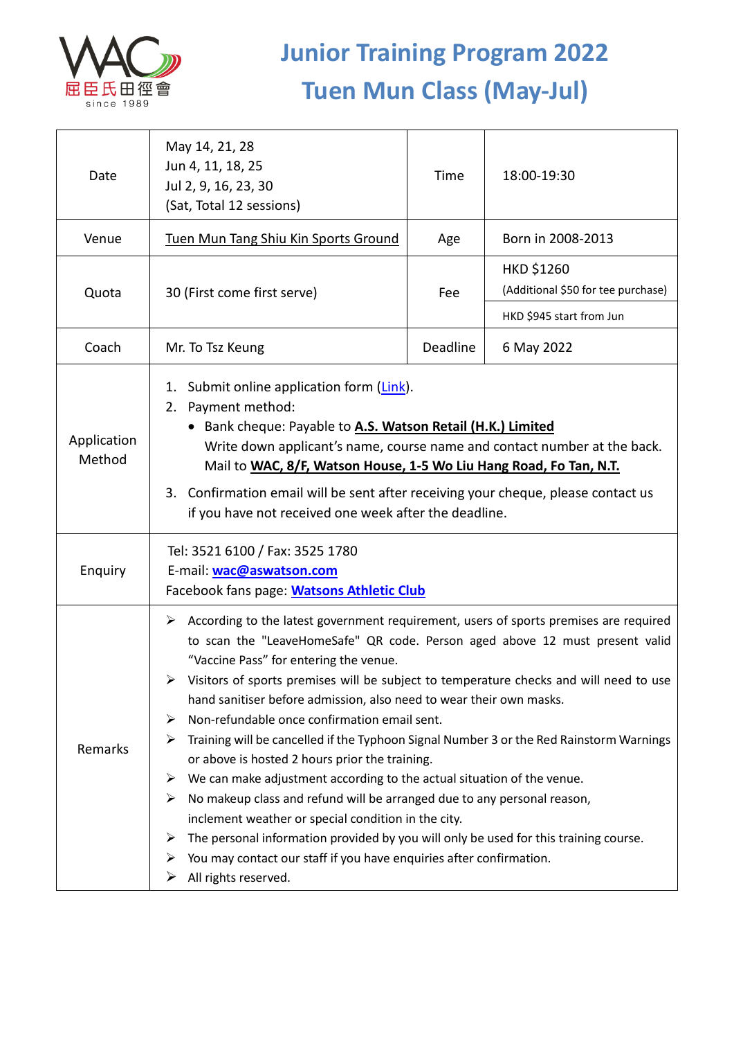# Junior Training Program 2022

# Tuen Mun Class (May-Jul)

| | | | |
|---|---|---|---|
| Date | May 14, 21, 28<br>Jun 4, 11, 18, 25<br>Jul 2, 9, 16, 23, 30<br>(Sat, Total 12 sessions) | Time | 18:00-19:30 |
| Venue | Tuen Mun Tang Shiu Kin Sports Ground | Age | Born in 2008-2013 |
| Quota | 30 (First come first serve) | Fee | HKD $1260<br>(Additional $50 for tee purchase)<br>HKD $945 start from Jun |
| Coach | Mr. To Tsz Keung | Deadline | 6 May 2022 |
| Application Method | 1. Submit online application form (Link).<br>2. Payment method:<br>• Bank cheque: Payable to **A.S. Watson Retail (H.K.) Limited**<br>Write down applicant's name, course name and contact number at the back.<br>Mail to **WAC, 8/F, Watson House, 1-5 Wo Liu Hang Road, Fo Tan, N.T.**<br>3. Confirmation email will be sent after receiving your cheque, please contact us if you have not received one week after the deadline. | | |
| Enquiry | Tel: 3521 6100 / Fax: 3525 1780<br>E-mail: **wac@aswatson.com**<br>Facebook fans page: **Watsons Athletic Club** | | |
| Remarks | ➢ According to the latest government requirement, users of sports premises are required to scan the "LeaveHomeSafe" QR code. Person aged above 12 must present valid "Vaccine Pass" for entering the venue.<br>➢ Visitors of sports premises will be subject to temperature checks and will need to use hand sanitiser before admission, also need to wear their own masks.<br>➢ Non-refundable once confirmation email sent.<br>➢ Training will be cancelled if the Typhoon Signal Number 3 or the Red Rainstorm Warnings or above is hosted 2 hours prior the training.<br>➢ We can make adjustment according to the actual situation of the venue.<br>➢ No makeup class and refund will be arranged due to any personal reason, inclement weather or special condition in the city.<br>➢ The personal information provided by you will only be used for this training course.<br>➢ You may contact our staff if you have enquiries after confirmation.<br>➢ All rights reserved. | | |